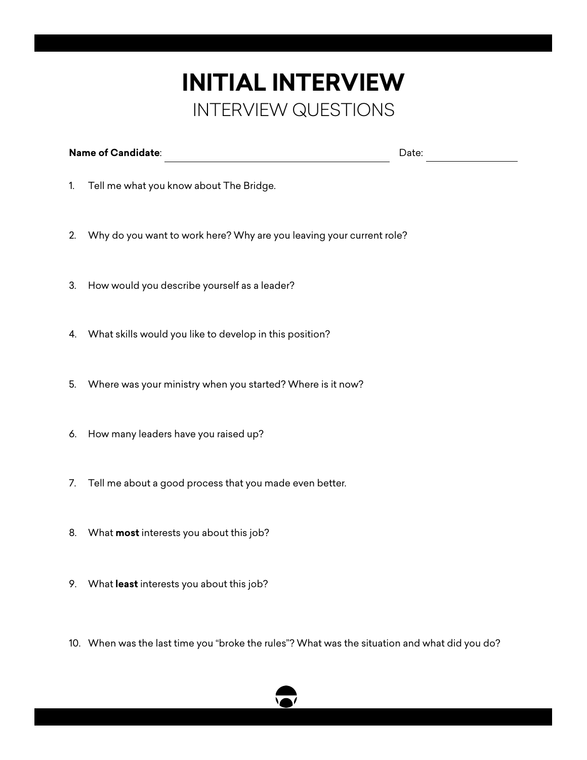# INITIAL INTERVIEW

## INTERVIEW QUESTIONS

**Name of Candidate**: ______________________________ Date: ______________

1. Tell me what you know about The Bridge.

2. Why do you want to work here? Why are you leaving your current role?

3. How would you describe yourself as a leader?

4. What skills would you like to develop in this position?

5. Where was your ministry when you started? Where is it now?

6. How many leaders have you raised up?

7. Tell me about a good process that you made even better.

8. What **most** interests you about this job?

9. What **least** interests you about this job?

10. When was the last time you "broke the rules"? What was the situation and what did you do?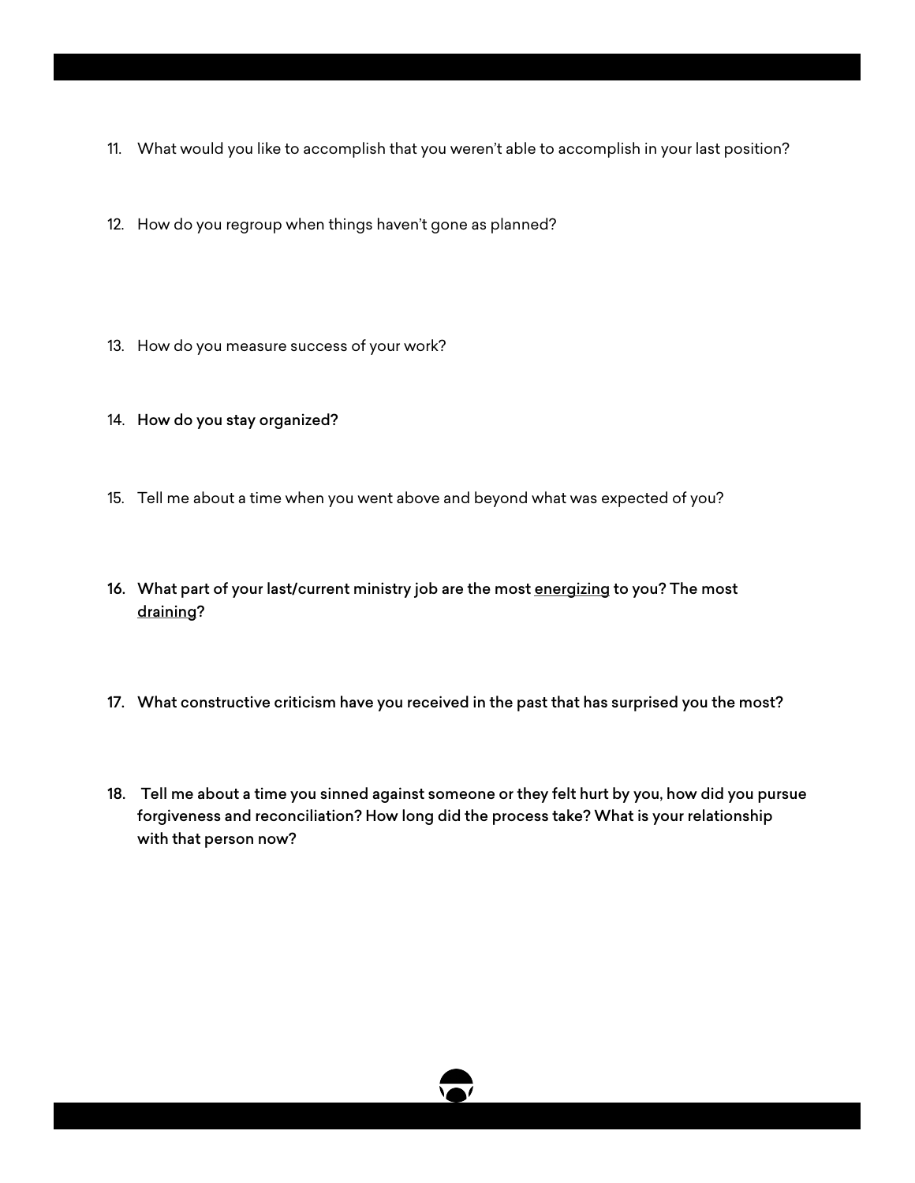11. What would you like to accomplish that you weren't able to accomplish in your last position?

12. How do you regroup when things haven't gone as planned?

13. How do you measure success of your work?

14. **How do you stay organized?**

15. Tell me about a time when you went above and beyond what was expected of you?

16. **What part of your last/current ministry job are the most <u>energizing</u> to you? The most <u>draining</u>?**

17. **What constructive criticism have you received in the past that has surprised you the most?**

18. **Tell me about a time you sinned against someone or they felt hurt by you, how did you pursue forgiveness and reconciliation? How long did the process take? What is your relationship with that person now?**